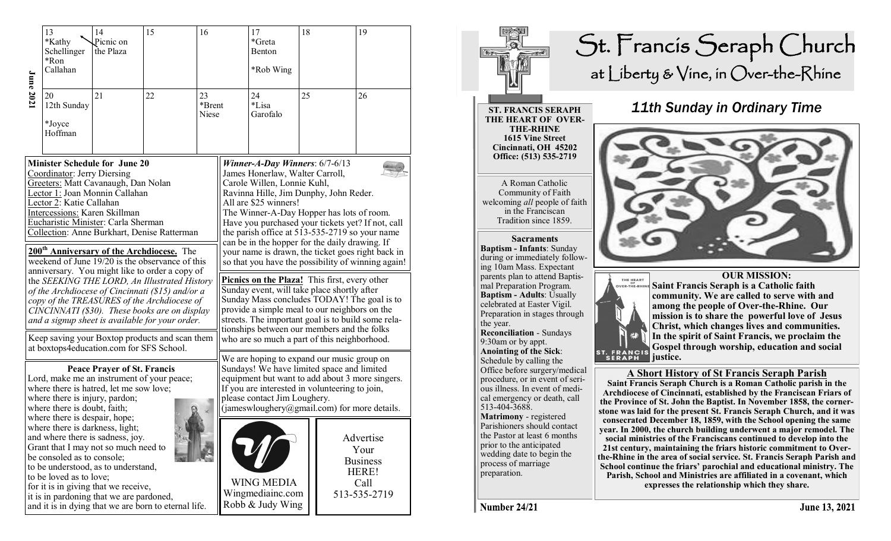**June 2021**

| 13 | 14 | 15 | 16 | 17 | 18 | 19 |
|---|---|---|---|---|---|---|
| *Kathy Schellinger *Ron Callahan | Picnic on the Plaza | | | *Greta Benton *Rob Wing | | |
| 20 12th Sunday *Joyce Hoffman | 21 | 22 | 23 *Brent Niese | 24 *Lisa Garofalo | 25 | 26 |

**Minister Schedule for June 20**

Coordinator: Jerry Diersing
Greeters: Matt Cavanaugh, Dan Nolan
Lector 1: Joan Monnin Callahan
Lector 2: Katie Callahan
Intercessions: Karen Skillman
Eucharistic Minister: Carla Sherman
Collection: Anne Burkhart, Denise Ratterman

**200th Anniversary of the Archdiocese.** The weekend of June 19/20 is the observance of this anniversary. You might like to order a copy of the *SEEKING THE LORD, An Illustrated History of the Archdiocese of Cincinnati ($15) and/or a copy of the TREASURES of the Archdiocese of CINCINNATI ($30). These books are on display and a signup sheet is available for your order.*

Keep saving your Boxtop products and scan them at boxtops4education.com for SFS School.

**Peace Prayer of St. Francis**

Lord, make me an instrument of your peace;
where there is hatred, let me sow love;
where there is injury, pardon;
where there is doubt, faith;
where there is despair, hope;
where there is darkness, light;
and where there is sadness, joy.
Grant that I may not so much need to be consoled as to console;
to be understood, as to understand,
to be loved as to love;
for it is in giving that we receive,
it is in pardoning that we are pardoned,
and it is in dying that we are born to eternal life.

***Winner-A-Day Winners***: 6/7-6/13

James Honerlaw, Walter Carroll, Carole Willen, Lonnie Kuhl, Ravinna Hille, Jim Dunphy, John Reder. All are $25 winners!

The Winner-A-Day Hopper has lots of room. Have you purchased your tickets yet? If not, call the parish office at 513-535-2719 so your name can be in the hopper for the daily drawing. If your name is drawn, the ticket goes right back in so that you have the possibility of winning again!

**Picnics on the Plaza!** This first, every other Sunday event, will take place shortly after Sunday Mass concludes TODAY! The goal is to provide a simple meal to our neighbors on the streets. The important goal is to build some relationships between our members and the folks who are so much a part of this neighborhood.

We are hoping to expand our music group on Sundays! We have limited space and limited equipment but want to add about 3 more singers. If you are interested in volunteering to join, please contact Jim Loughery. (jameswloughery@gmail.com) for more details.

WING MEDIA
Wingmediainc.com
Robb & Judy Wing

Advertise Your Business HERE! Call 513-535-2719

# St. Francis Seraph Church

## at Liberty & Vine, in Over-the-Rhine

## *11th Sunday in Ordinary Time*

**ST. FRANCIS SERAPH THE HEART OF OVER-THE-RHINE**
**1615 Vine Street**
**Cincinnati, OH 45202**
**Office: (513) 535-2719**

A Roman Catholic Community of Faith welcoming *all* people of faith in the Franciscan Tradition since 1859.

**Sacraments**

**Baptism - Infants**: Sunday during or immediately following 10am Mass. Expectant parents plan to attend Baptismal Preparation Program.
**Baptism - Adults**: Usually celebrated at Easter Vigil. Preparation in stages through the year.
**Reconciliation** - Sundays 9:30am or by appt.
**Anointing of the Sick**: Schedule by calling the Office before surgery/medical procedure, or in event of serious illness. In event of medical emergency or death, call 513-404-3688.
**Matrimony** - registered Parishioners should contact the Pastor at least 6 months prior to the anticipated wedding date to begin the process of marriage preparation.

**OUR MISSION:**

**Saint Francis Seraph is a Catholic faith community. We are called to serve with and among the people of Over-the-Rhine. Our mission is to share the powerful love of Jesus Christ, which changes lives and communities. In the spirit of Saint Francis, we proclaim the Gospel through worship, education and social justice.**

**A Short History of St Francis Seraph Parish**

**Saint Francis Seraph Church is a Roman Catholic parish in the Archdiocese of Cincinnati, established by the Franciscan Friars of the Province of St. John the Baptist. In November 1858, the cornerstone was laid for the present St. Francis Seraph Church, and it was consecrated December 18, 1859, with the School opening the same year. In 2000, the church building underwent a major remodel. The social ministries of the Franciscans continued to develop into the 21st century, maintaining the friars historic commitment to Over-the-Rhine in the area of social service. St. Francis Seraph Parish and School continue the friars' parochial and educational ministry. The Parish, School and Ministries are affiliated in a covenant, which expresses the relationship which they share.**

**Number 24/21** **June 13, 2021**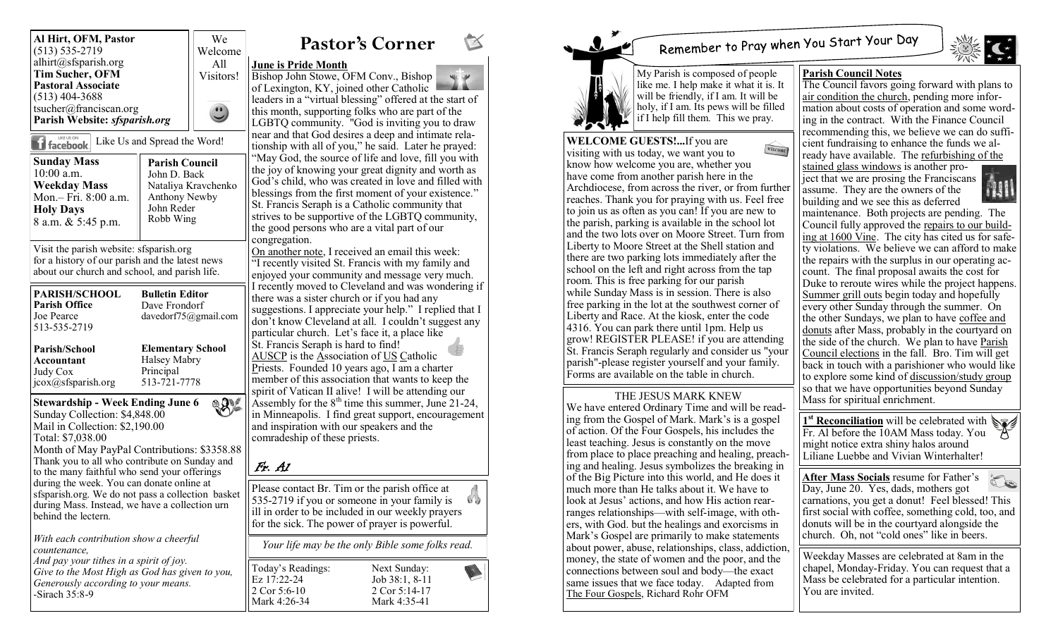**Al Hirt, OFM, Pastor**
(513) 535-2719
alhirt@sfsparish.org
**Tim Sucher, OFM**
**Pastoral Associate**
(513) 404-3688
tsucher@franciscan.org
**Parish Website:** ***sfsparish.org***

We Welcome All Visitors!

Like Us and Spread the Word!

**Sunday Mass**
10:00 a.m.
**Weekday Mass**
Mon.– Fri. 8:00 a.m.
**Holy Days**
8 a.m. & 5:45 p.m.

**Parish Council**
John D. Back
Nataliya Kravchenko
Anthony Newby
John Reder
Robb Wing

Visit the parish website: sfsparish.org for a history of our parish and the latest news about our church and school, and parish life.

**PARISH/SCHOOL**
**Parish Office**
Joe Pearce
513-535-2719

**Bulletin Editor**
Dave Frondorf
davedorf75@gmail.com

**Parish/School Accountant**
Judy Cox
jcox@sfsparish.org

**Elementary School**
Halsey Mabry
Principal
513-721-7778

**Stewardship - Week Ending June 6**
Sunday Collection: $4,848.00
Mail in Collection: $2,190.00
Total: $7,038.00
Month of May PayPal Contributions: $3358.88
Thank you to all who contribute on Sunday and to the many faithful who send your offerings during the week. You can donate online at sfsparish.org. We do not pass a collection basket during Mass. Instead, we have a collection urn behind the lectern.

*With each contribution show a cheerful countenance,*
*And pay your tithes in a spirit of joy.*
*Give to the Most High as God has given to you,*
*Generously according to your means.*
-Sirach 35:8-9

# Pastor's Corner

**June is Pride Month**
Bishop John Stowe, OFM Conv., Bishop of Lexington, KY, joined other Catholic leaders in a "virtual blessing" offered at the start of this month, supporting folks who are part of the LGBTQ community. "God is inviting you to draw near and that God desires a deep and intimate relationship with all of you," he said. Later he prayed: "May God, the source of life and love, fill you with the joy of knowing your great dignity and worth as God's child, who was created in love and filled with blessings from the first moment of your existence." St. Francis Seraph is a Catholic community that strives to be supportive of the LGBTQ community, the good persons who are a vital part of our congregation.

On another note, I received an email this week: "I recently visited St. Francis with my family and enjoyed your community and message very much. I recently moved to Cleveland and was wondering if there was a sister church or if you had any suggestions. I appreciate your help." I replied that I don't know Cleveland at all. I couldn't suggest any particular church. Let's face it, a place like St. Francis Seraph is hard to find!

AUSCP is the Association of US Catholic Priests. Founded 10 years ago, I am a charter member of this association that wants to keep the spirit of Vatican II alive! I will be attending our Assembly for the 8th time this summer, June 21-24, in Minneapolis. I find great support, encouragement and inspiration with our speakers and the comradeship of these priests.

*Fr. Al*

Please contact Br. Tim or the parish office at 535-2719 if you or someone in your family is ill in order to be included in our weekly prayers for the sick. The power of prayer is powerful.

*Your life may be the only Bible some folks read.*

| Today's Readings: | Next Sunday: |
|---|---|
| Ez 17:22-24 | Job 38:1, 8-11 |
| 2 Cor 5:6-10 | 2 Cor 5:14-17 |
| Mark 4:26-34 | Mark 4:35-41 |

## Remember to Pray when You Start Your Day

My Parish is composed of people like me. I help make it what it is. It will be friendly, if I am. It will be holy, if I am. Its pews will be filled if I help fill them. This we pray.

**WELCOME GUESTS!...**If you are visiting with us today, we want you to know how welcome you are, whether you have come from another parish here in the Archdiocese, from across the river, or from further reaches. Thank you for praying with us. Feel free to join us as often as you can! If you are new to the parish, parking is available in the school lot and the two lots over on Moore Street. Turn from Liberty to Moore Street at the Shell station and there are two parking lots immediately after the school on the left and right across from the tap room. This is free parking for our parish while Sunday Mass is in session. There is also free parking in the lot at the southwest corner of Liberty and Race. At the kiosk, enter the code 4316. You can park there until 1pm. Help us grow! REGISTER PLEASE! if you are attending St. Francis Seraph regularly and consider us "your parish"-please register yourself and your family. Forms are available on the table in church.

THE JESUS MARK KNEW

We have entered Ordinary Time and will be reading from the Gospel of Mark. Mark's is a gospel of action. Of the Four Gospels, his includes the least teaching. Jesus is constantly on the move from place to place preaching and healing, preaching and healing. Jesus symbolizes the breaking in of the Big Picture into this world, and He does it much more than He talks about it. We have to look at Jesus' actions, and how His action rearranges relationships—with self-image, with others, with God. but the healings and exorcisms in Mark's Gospel are primarily to make statements about power, abuse, relationships, class, addiction, money, the state of women and the poor, and the connections between soul and body—the exact same issues that we face today. Adapted from The Four Gospels, Richard Rohr OFM

**Parish Council Notes**
The Council favors going forward with plans to air condition the church, pending more information about costs of operation and some wording in the contract. With the Finance Council recommending this, we believe we can do sufficient fundraising to enhance the funds we already have available. The refurbishing of the stained glass windows is another project that we are prosing the Franciscans assume. They are the owners of the building and we see this as deferred maintenance. Both projects are pending. The Council fully approved the repairs to our building at 1600 Vine. The city has cited us for safety violations. We believe we can afford to make the repairs with the surplus in our operating account. The final proposal awaits the cost for Duke to reroute wires while the project happens. Summer grill outs begin today and hopefully every other Sunday through the summer. On the other Sundays, we plan to have coffee and donuts after Mass, probably in the courtyard on the side of the church. We plan to have Parish Council elections in the fall. Bro. Tim will get back in touch with a parishioner who would like to explore some kind of discussion/study group so that we have opportunities beyond Sunday Mass for spiritual enrichment.

**1st Reconciliation** will be celebrated with Fr. Al before the 10AM Mass today. You might notice extra shiny halos around Liliane Luebbe and Vivian Winterhalter!

**After Mass Socials** resume for Father's Day, June 20. Yes, dads, mothers got carnations, you get a donut! Feel blessed! This first social with coffee, something cold, too, and donuts will be in the courtyard alongside the church. Oh, not "cold ones" like in beers.

Weekday Masses are celebrated at 8am in the chapel, Monday-Friday. You can request that a Mass be celebrated for a particular intention. You are invited.